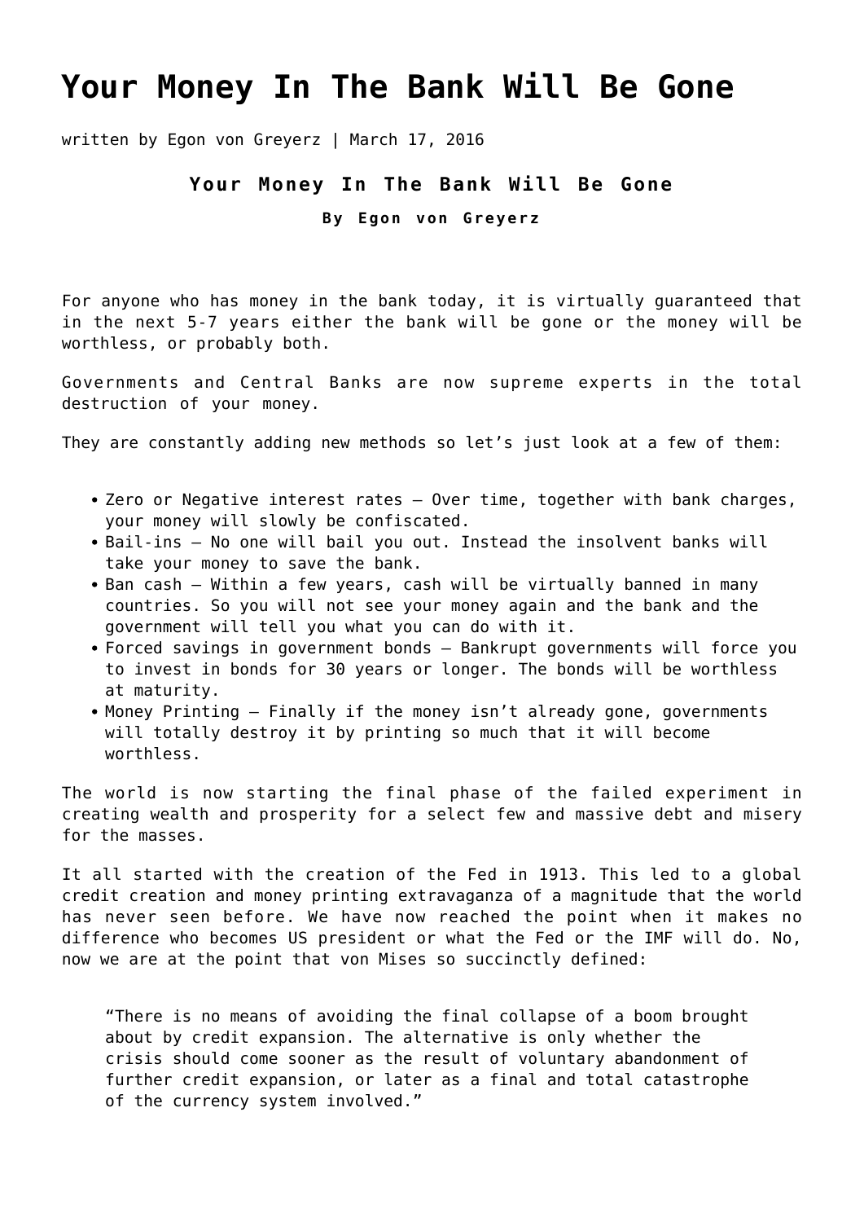# Your Money In The Bank Will Be Gone

written by Egon von Greyerz | March 17, 2016

**Your Money In The Bank Will Be Gone**

**By Egon von Greyerz**

For anyone who has money in the bank today, it is virtually guaranteed that in the next 5-7 years either the bank will be gone or the money will be worthless, or probably both.

Governments and Central Banks are now supreme experts in the total destruction of your money.

They are constantly adding new methods so let's just look at a few of them:

- Zero or Negative interest rates – Over time, together with bank charges, your money will slowly be confiscated.
- Bail-ins – No one will bail you out. Instead the insolvent banks will take your money to save the bank.
- Ban cash – Within a few years, cash will be virtually banned in many countries. So you will not see your money again and the bank and the government will tell you what you can do with it.
- Forced savings in government bonds – Bankrupt governments will force you to invest in bonds for 30 years or longer. The bonds will be worthless at maturity.
- Money Printing – Finally if the money isn't already gone, governments will totally destroy it by printing so much that it will become worthless.

The world is now starting the final phase of the failed experiment in creating wealth and prosperity for a select few and massive debt and misery for the masses.

It all started with the creation of the Fed in 1913. This led to a global credit creation and money printing extravaganza of a magnitude that the world has never seen before. We have now reached the point when it makes no difference who becomes US president or what the Fed or the IMF will do. No, now we are at the point that von Mises so succinctly defined:

> "There is no means of avoiding the final collapse of a boom brought about by credit expansion. The alternative is only whether the crisis should come sooner as the result of voluntary abandonment of further credit expansion, or later as a final and total catastrophe of the currency system involved."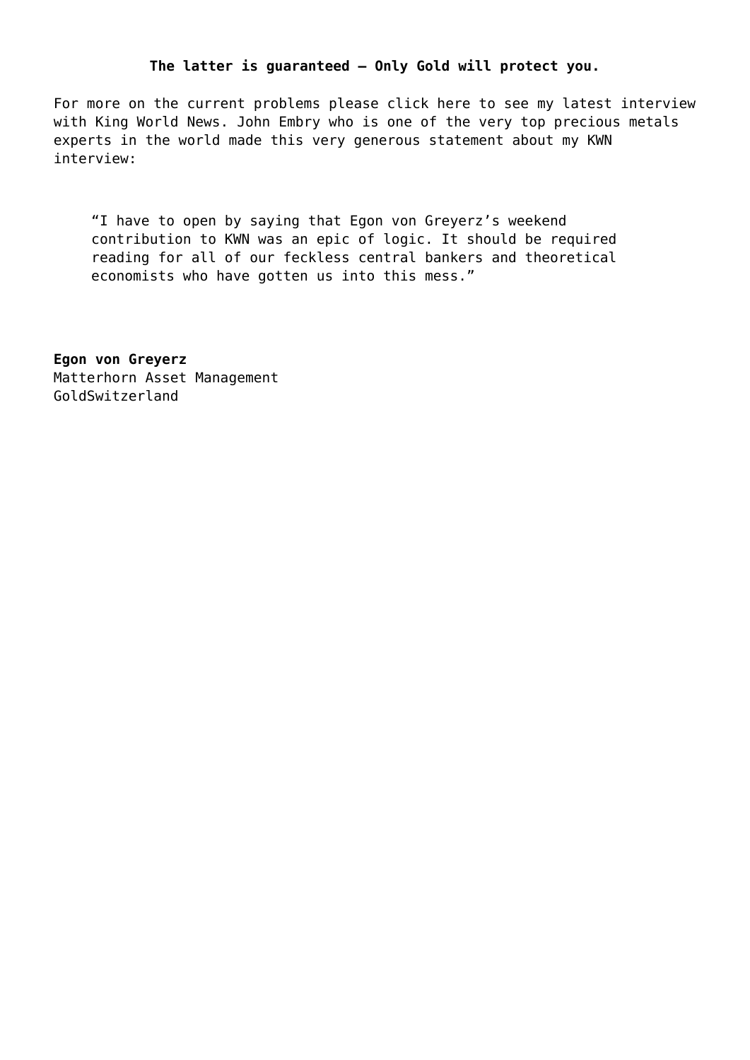**The latter is guaranteed – Only Gold will protect you.**

For more on the current problems please click here to see my latest interview with King World News. John Embry who is one of the very top precious metals experts in the world made this very generous statement about my KWN interview:

> "I have to open by saying that Egon von Greyerz's weekend contribution to KWN was an epic of logic. It should be required reading for all of our feckless central bankers and theoretical economists who have gotten us into this mess."

**Egon von Greyerz**
Matterhorn Asset Management
GoldSwitzerland